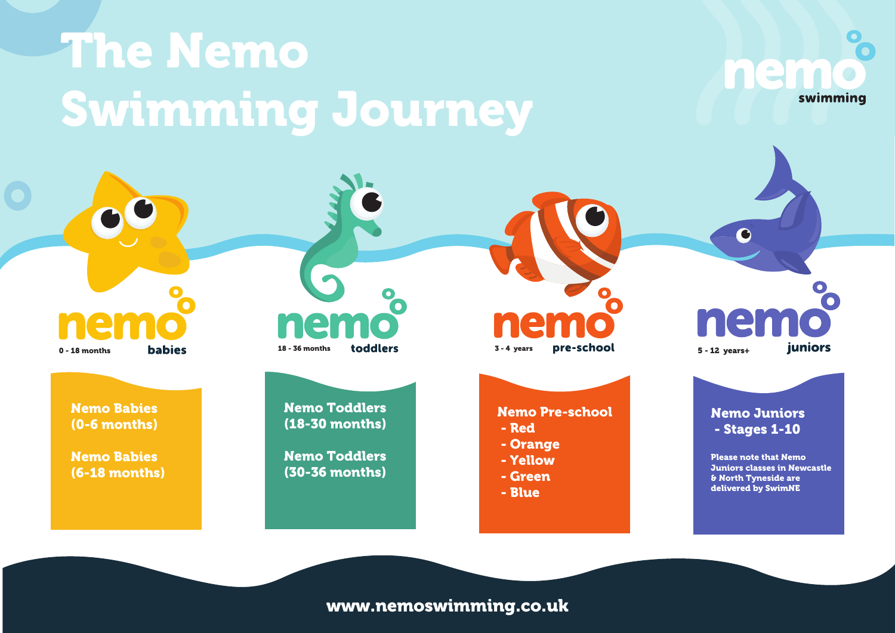# The Nemo Swimming Journey

nemo swimming

## nemo babies

0 - 18 months

**Nemo Babies (0-6 months)**

**Nemo Babies (6-18 months)**

## nemo toddlers

18 - 36 months

**Nemo Toddlers (18-30 months)**

**Nemo Toddlers (30-36 months)**

## nemo pre-school

3 - 4 years

**Nemo Pre-school**

- Red
- Orange
- Yellow
- Green
- Blue

## nemo juniors

5 - 12 years+

**Nemo Juniors**

- Stages 1-10

Please note that Nemo Juniors classes in Newcastle & North Tyneside are delivered by SwimNE

www.nemoswimming.co.uk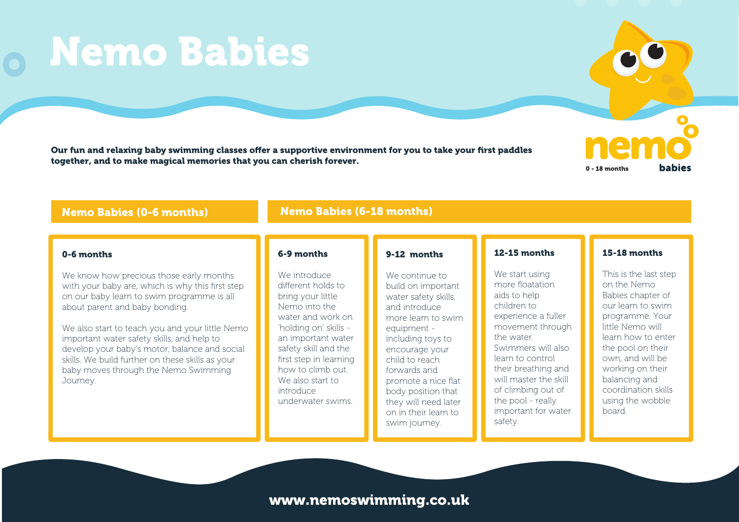# Nemo Babies

**Our fun and relaxing baby swimming classes offer a supportive environment for you to take your first paddles together, and to make magical memories that you can cherish forever.**

nemo babies
0 - 18 months

## Nemo Babies (0-6 months)

### 0-6 months

We know how precious those early months with your baby are, which is why this first step on our baby learn to swim programme is all about parent and baby bonding.

We also start to teach you and your little Nemo important water safety skills, and help to develop your baby's motor, balance and social skills. We build further on these skills as your baby moves through the Nemo Swimming Journey.

## Nemo Babies (6-18 months)

### 6-9 months

We introduce different holds to bring your little Nemo into the water and work on 'holding on' skills - an important water safety skill and the first step in learning how to climb out. We also start to introduce underwater swims.

### 9-12 months

We continue to build on important water safety skills, and introduce more learn to swim equipment - including toys to encourage your child to reach forwards and promote a nice flat body position that they will need later on in their learn to swim journey.

### 12-15 months

We start using more floatation aids to help children to experience a fuller movement through the water. Swimmers will also learn to control their breathing and will master the skill of climbing out of the pool - really important for water safety.

### 15-18 months

This is the last step on the Nemo Babies chapter of our learn to swim programme. Your little Nemo will learn how to enter the pool on their own, and will be working on their balancing and coordination skills using the wobble board.

**www.nemoswimming.co.uk**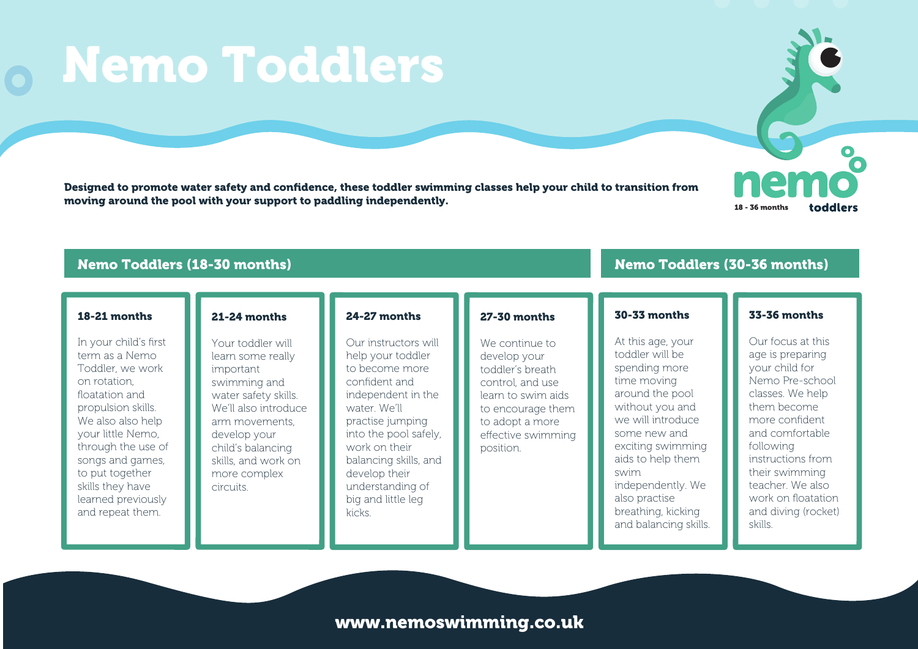# Nemo Toddlers

nemo toddlers
18 - 36 months

**Designed to promote water safety and confidence, these toddler swimming classes help your child to transition from moving around the pool with your support to paddling independently.**

## Nemo Toddlers (18-30 months)

### 18-21 months

In your child's first term as a Nemo Toddler, we work on rotation, floatation and propulsion skills. We also also help your little Nemo, through the use of songs and games, to put together skills they have learned previously and repeat them.

### 21-24 months

Your toddler will learn some really important swimming and water safety skills. We'll also introduce arm movements, develop your child's balancing skills, and work on more complex circuits.

### 24-27 months

Our instructors will help your toddler to become more confident and independent in the water. We'll practise jumping into the pool safely, work on their balancing skills, and develop their understanding of big and little leg kicks.

### 27-30 months

We continue to develop your toddler's breath control, and use learn to swim aids to encourage them to adopt a more effective swimming position.

## Nemo Toddlers (30-36 months)

### 30-33 months

At this age, your toddler will be spending more time moving around the pool without you and we will introduce some new and exciting swimming aids to help them swim independently. We also practise breathing, kicking and balancing skills.

### 33-36 months

Our focus at this age is preparing your child for Nemo Pre-school classes. We help them become more confident and comfortable following instructions from their swimming teacher. We also work on floatation and diving (rocket) skills.

**www.nemoswimming.co.uk**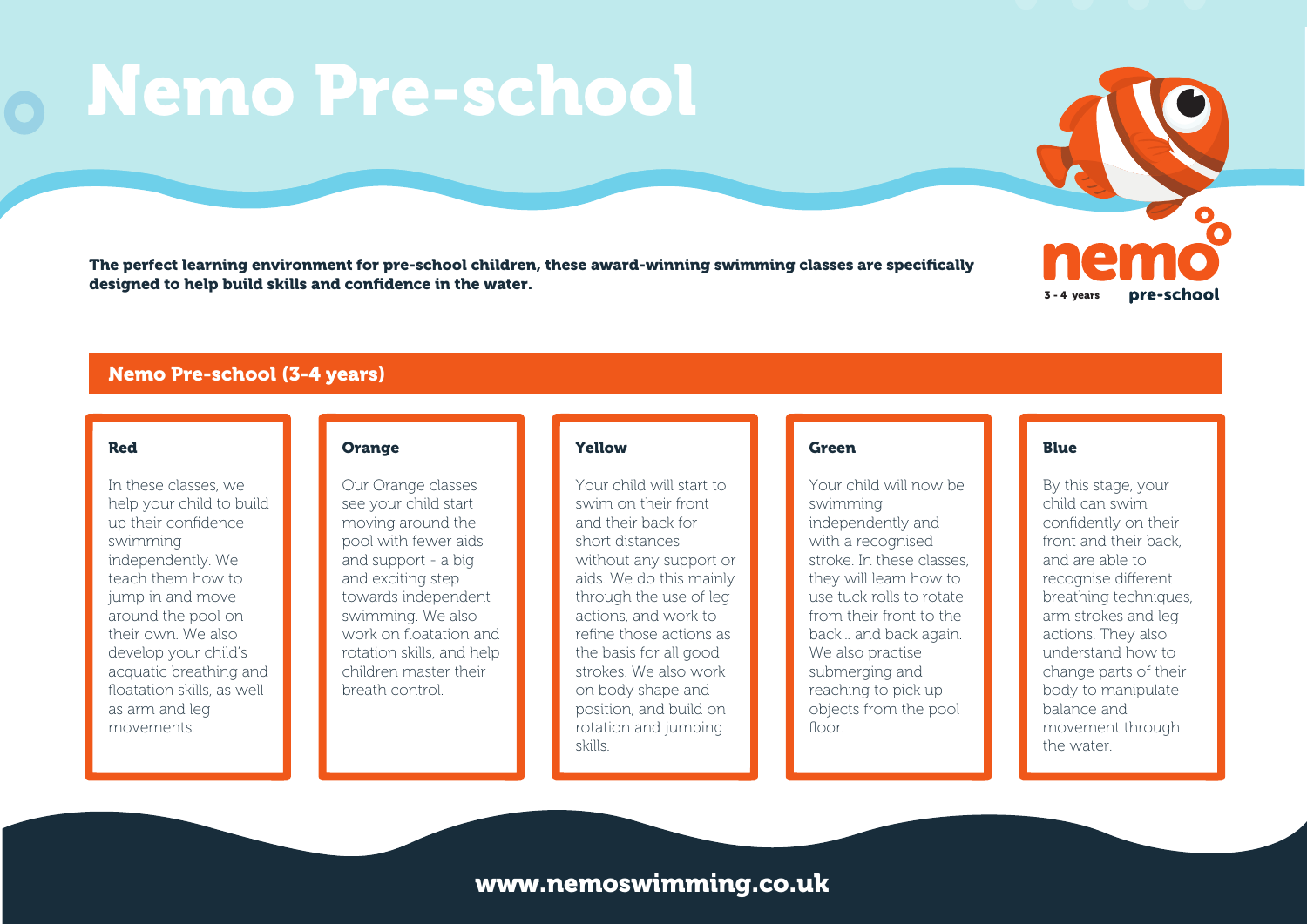# Nemo Pre-school

**The perfect learning environment for pre-school children, these award-winning swimming classes are specifically designed to help build skills and confidence in the water.**

nemo
3 - 4 years
pre-school

## Nemo Pre-school (3-4 years)

### Red

In these classes, we help your child to build up their confidence swimming independently. We teach them how to jump in and move around the pool on their own. We also develop your child's acquatic breathing and floatation skills, as well as arm and leg movements.

### Orange

Our Orange classes see your child start moving around the pool with fewer aids and support - a big and exciting step towards independent swimming. We also work on floatation and rotation skills, and help children master their breath control.

### Yellow

Your child will start to swim on their front and their back for short distances without any support or aids. We do this mainly through the use of leg actions, and work to refine those actions as the basis for all good strokes. We also work on body shape and position, and build on rotation and jumping skills.

### Green

Your child will now be swimming independently and with a recognised stroke. In these classes, they will learn how to use tuck rolls to rotate from their front to the back... and back again. We also practise submerging and reaching to pick up objects from the pool floor.

### Blue

By this stage, your child can swim confidently on their front and their back, and are able to recognise different breathing techniques, arm strokes and leg actions. They also understand how to change parts of their body to manipulate balance and movement through the water.

www.nemoswimming.co.uk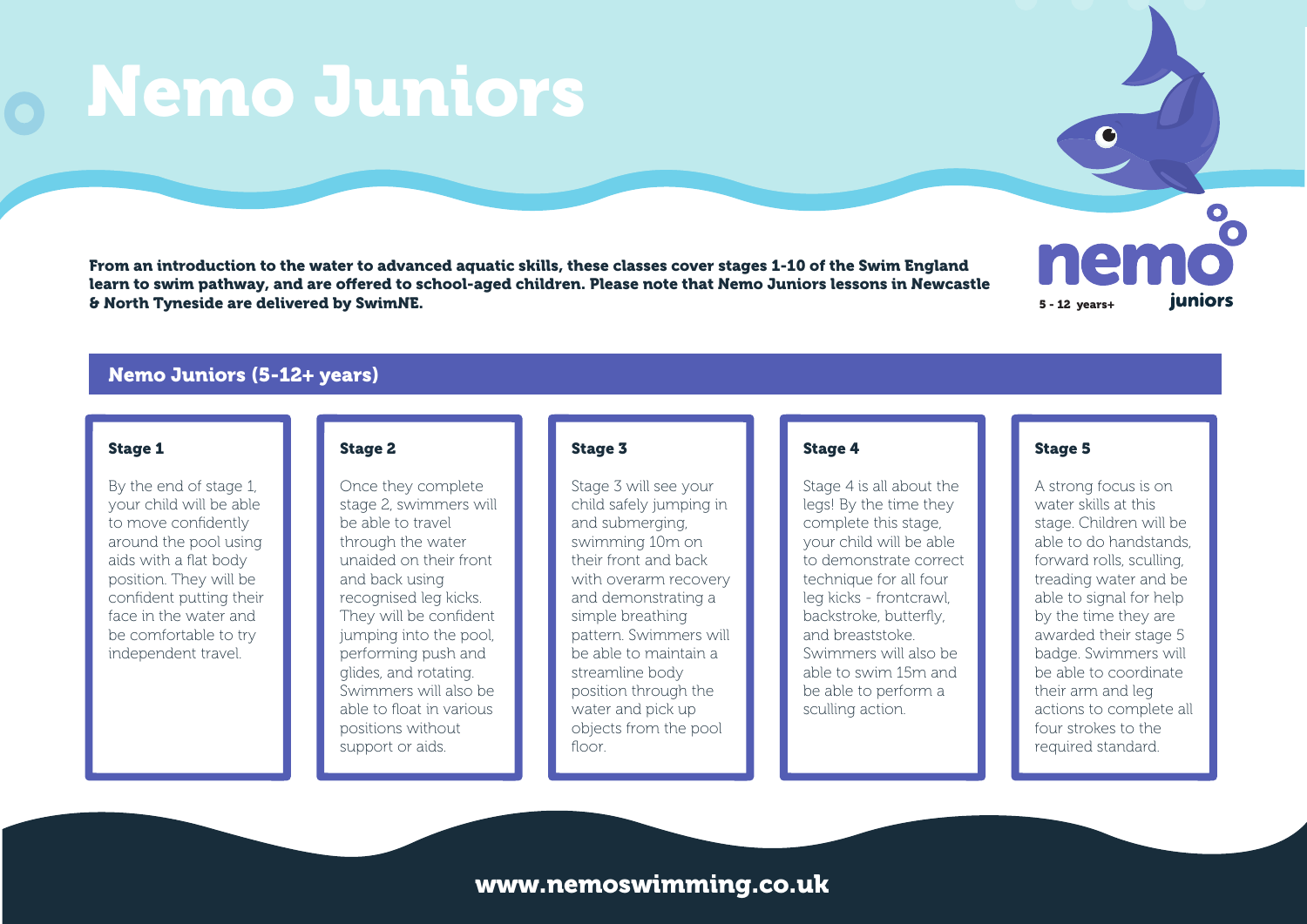# Nemo Juniors

**From an introduction to the water to advanced aquatic skills, these classes cover stages 1-10 of the Swim England learn to swim pathway, and are offered to school-aged children. Please note that Nemo Juniors lessons in Newcastle & North Tyneside are delivered by SwimNE.**

nemo juniors

5 - 12 years+

## Nemo Juniors (5-12+ years)

### Stage 1

By the end of stage 1, your child will be able to move confidently around the pool using aids with a flat body position. They will be confident putting their face in the water and be comfortable to try independent travel.

### Stage 2

Once they complete stage 2, swimmers will be able to travel through the water unaided on their front and back using recognised leg kicks. They will be confident jumping into the pool, performing push and glides, and rotating. Swimmers will also be able to float in various positions without support or aids.

### Stage 3

Stage 3 will see your child safely jumping in and submerging, swimming 10m on their front and back with overarm recovery and demonstrating a simple breathing pattern. Swimmers will be able to maintain a streamline body position through the water and pick up objects from the pool floor.

### Stage 4

Stage 4 is all about the legs! By the time they complete this stage, your child will be able to demonstrate correct technique for all four leg kicks - frontcrawl, backstroke, butterfly, and breaststoke. Swimmers will also be able to swim 15m and be able to perform a sculling action.

### Stage 5

A strong focus is on water skills at this stage. Children will be able to do handstands, forward rolls, sculling, treading water and be able to signal for help by the time they are awarded their stage 5 badge. Swimmers will be able to coordinate their arm and leg actions to complete all four strokes to the required standard.

**www.nemoswimming.co.uk**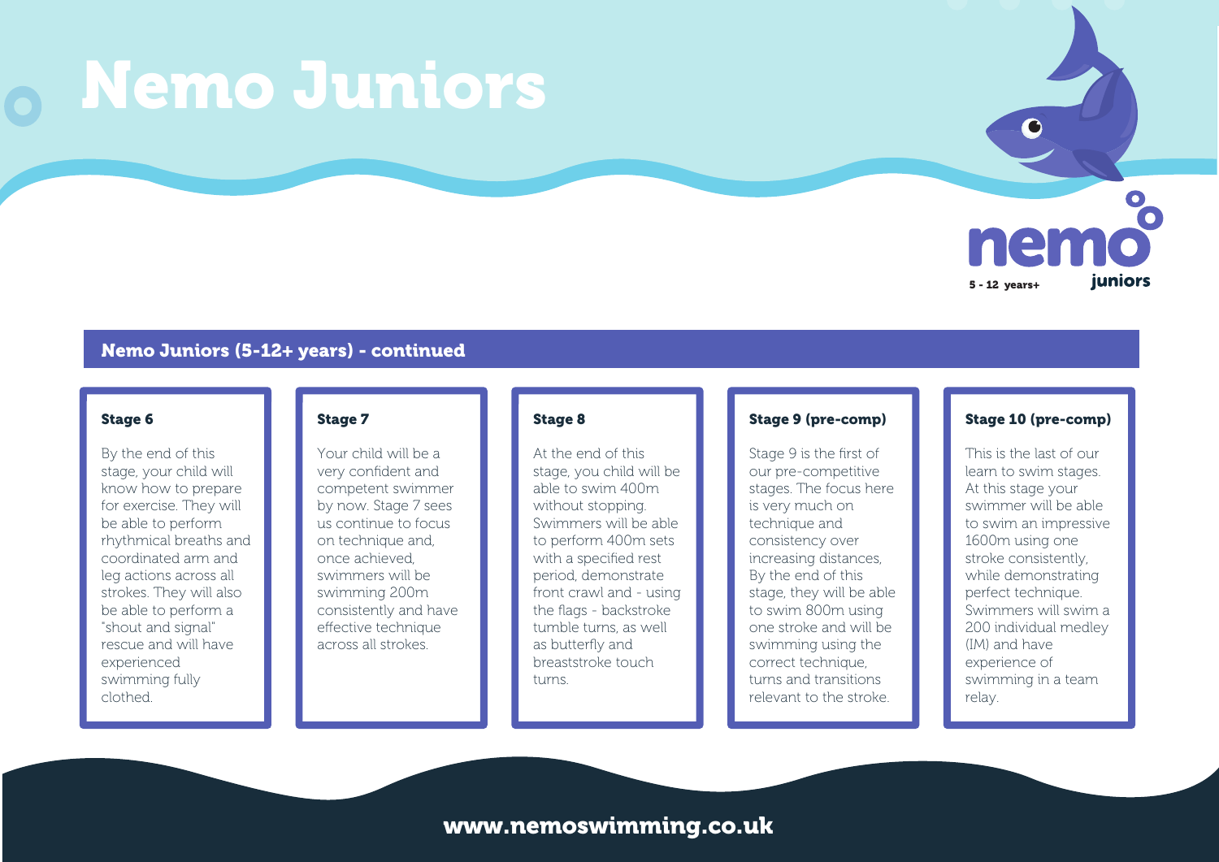# Nemo Juniors

nemo juniors
5 - 12 years+

## Nemo Juniors (5-12+ years) - continued

### Stage 6

By the end of this stage, your child will know how to prepare for exercise. They will be able to perform rhythmical breaths and coordinated arm and leg actions across all strokes. They will also be able to perform a "shout and signal" rescue and will have experienced swimming fully clothed.

### Stage 7

Your child will be a very confident and competent swimmer by now. Stage 7 sees us continue to focus on technique and, once achieved, swimmers will be swimming 200m consistently and have effective technique across all strokes.

### Stage 8

At the end of this stage, you child will be able to swim 400m without stopping. Swimmers will be able to perform 400m sets with a specified rest period, demonstrate front crawl and - using the flags - backstroke tumble turns, as well as butterfly and breaststroke touch turns.

### Stage 9 (pre-comp)

Stage 9 is the first of our pre-competitive stages. The focus here is very much on technique and consistency over increasing distances, By the end of this stage, they will be able to swim 800m using one stroke and will be swimming using the correct technique, turns and transitions relevant to the stroke.

### Stage 10 (pre-comp)

This is the last of our learn to swim stages. At this stage your swimmer will be able to swim an impressive 1600m using one stroke consistently, while demonstrating perfect technique. Swimmers will swim a 200 individual medley (IM) and have experience of swimming in a team relay.

www.nemoswimming.co.uk